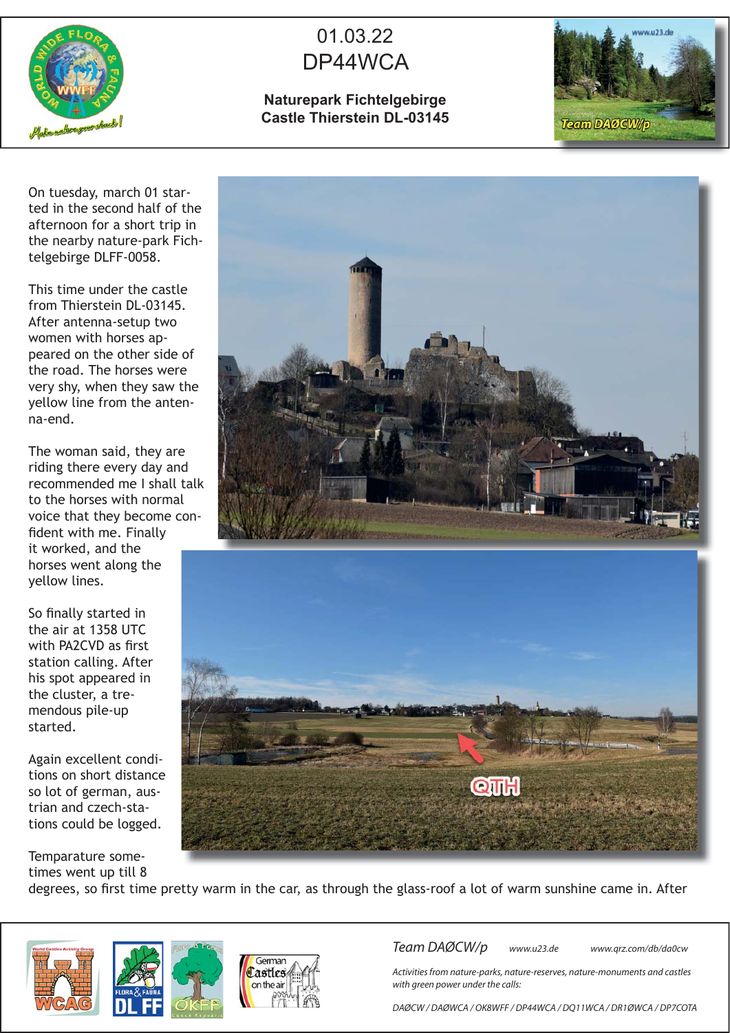# 01.03.22
# DP44WCA

**Naturepark Fichtelgebirge**
**Castle Thierstein DL-03145**

On tuesday, march 01 started in the second half of the afternoon for a short trip in the nearby nature-park Fichtelgebirge DLFF-0058.

This time under the castle from Thierstein DL-03145. After antenna-setup two women with horses appeared on the other side of the road. The horses were very shy, when they saw the yellow line from the antenna-end.

The woman said, they are riding there every day and recommended me I shall talk to the horses with normal voice that they become confident with me. Finally it worked, and the horses went along the yellow lines.

So finally started in the air at 1358 UTC with PA2CVD as first station calling. After his spot appeared in the cluster, a tremendous pile-up started.

Again excellent conditions on short distance so lot of german, austrian and czech-stations could be logged.

Temparature sometimes went up till 8 degrees, so first time pretty warm in the car, as through the glass-roof a lot of warm sunshine came in. After

*Team DAØCW/p* *www.u23.de* *www.qrz.com/db/da0cw*

*Activities from nature-parks, nature-reserves, nature-monuments and castles with green power under the calls:*

*DAØCW / DAØWCA / OK8WFF / DP44WCA / DQ11WCA / DR1ØWCA / DP7COTA*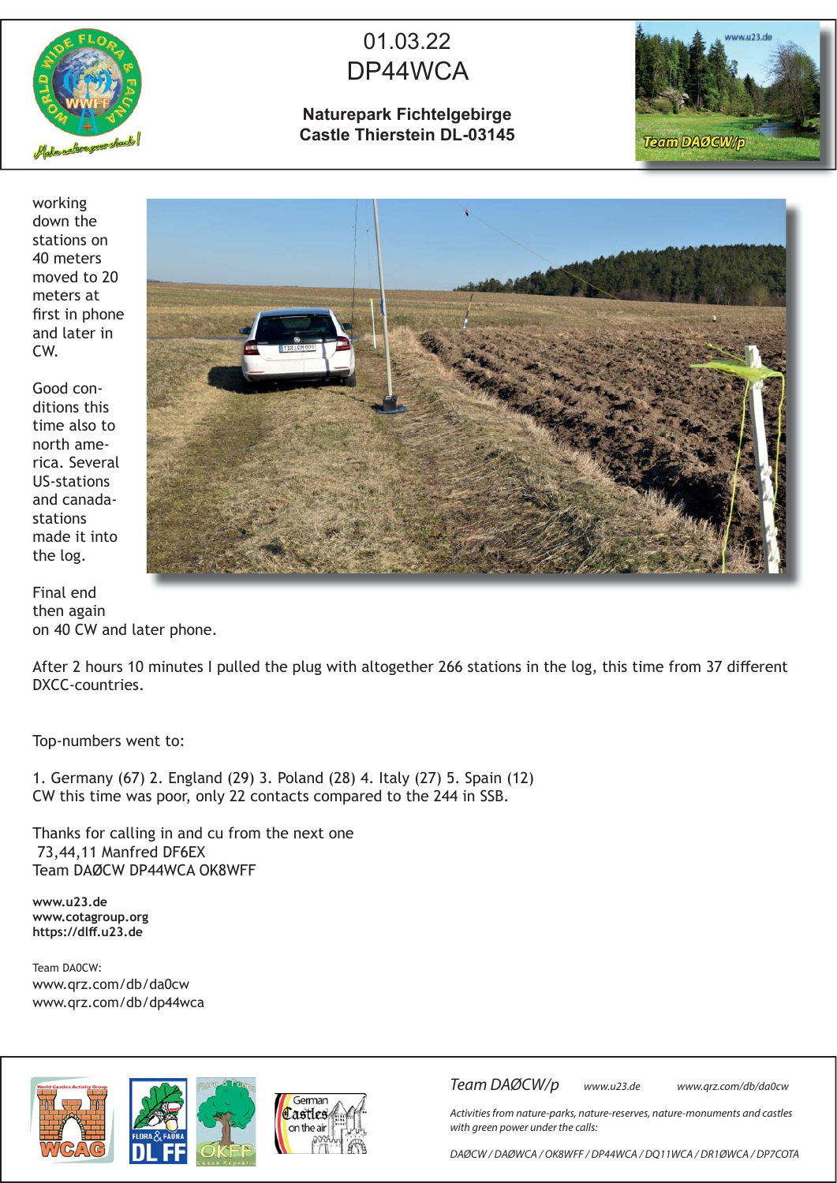# 01.03.22
# DP44WCA

**Naturepark Fichtelgebirge**
**Castle Thierstein DL-03145**

working down the stations on 40 meters moved to 20 meters at first in phone and later in CW.

Good conditions this time also to north america. Several US-stations and canada-stations made it into the log.

Final end then again on 40 CW and later phone.

After 2 hours 10 minutes I pulled the plug with altogether 266 stations in the log, this time from 37 different DXCC-countries.

Top-numbers went to:

1. Germany (67) 2. England (29) 3. Poland (28) 4. Italy (27) 5. Spain (12)
CW this time was poor, only 22 contacts compared to the 244 in SSB.

Thanks for calling in and cu from the next one
73,44,11 Manfred DF6EX
Team DAØCW DP44WCA OK8WFF

**www.u23.de**
**www.cotagroup.org**
**https://dlff.u23.de**

Team DA0CW:
www.qrz.com/db/da0cw
www.qrz.com/db/dp44wca

*Team DAØCW/p* *www.u23.de* *www.qrz.com/db/da0cw*

*Activities from nature-parks, nature-reserves, nature-monuments and castles with green power under the calls:*

*DAØCW / DAØWCA / OK8WFF / DP44WCA / DQ11WCA / DR1ØWCA / DP7COTA*